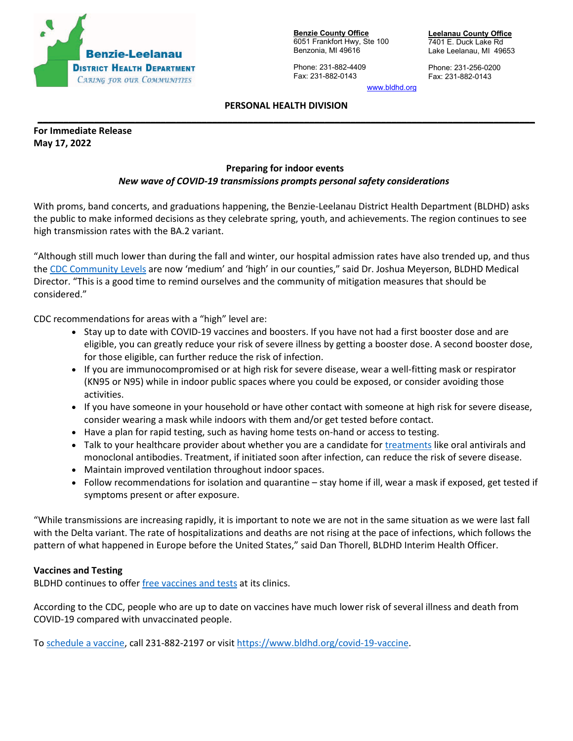Benzie-Leelanau
District Health Department
Caring for our Communities

**Benzie County Office**
6051 Frankfort Hwy, Ste 100
Benzonia, MI 49616

Phone: 231-882-4409
Fax: 231-882-0143

**Leelanau County Office**
7401 E. Duck Lake Rd
Lake Leelanau, MI 49653

Phone: 231-256-0200
Fax: 231-882-0143

www.bldhd.org

**PERSONAL HEALTH DIVISION**

---

**For Immediate Release**
**May 17, 2022**

**Preparing for indoor events**
***New wave of COVID-19 transmissions prompts personal safety considerations***

With proms, band concerts, and graduations happening, the Benzie-Leelanau District Health Department (BLDHD) asks the public to make informed decisions as they celebrate spring, youth, and achievements. The region continues to see high transmission rates with the BA.2 variant.

"Although still much lower than during the fall and winter, our hospital admission rates have also trended up, and thus the CDC Community Levels are now 'medium' and 'high' in our counties," said Dr. Joshua Meyerson, BLDHD Medical Director. "This is a good time to remind ourselves and the community of mitigation measures that should be considered."

CDC recommendations for areas with a "high" level are:

- Stay up to date with COVID-19 vaccines and boosters. If you have not had a first booster dose and are eligible, you can greatly reduce your risk of severe illness by getting a booster dose. A second booster dose, for those eligible, can further reduce the risk of infection.
- If you are immunocompromised or at high risk for severe disease, wear a well-fitting mask or respirator (KN95 or N95) while in indoor public spaces where you could be exposed, or consider avoiding those activities.
- If you have someone in your household or have other contact with someone at high risk for severe disease, consider wearing a mask while indoors with them and/or get tested before contact.
- Have a plan for rapid testing, such as having home tests on-hand or access to testing.
- Talk to your healthcare provider about whether you are a candidate for treatments like oral antivirals and monoclonal antibodies. Treatment, if initiated soon after infection, can reduce the risk of severe disease.
- Maintain improved ventilation throughout indoor spaces.
- Follow recommendations for isolation and quarantine – stay home if ill, wear a mask if exposed, get tested if symptoms present or after exposure.

"While transmissions are increasing rapidly, it is important to note we are not in the same situation as we were last fall with the Delta variant. The rate of hospitalizations and deaths are not rising at the pace of infections, which follows the pattern of what happened in Europe before the United States," said Dan Thorell, BLDHD Interim Health Officer.

**Vaccines and Testing**
BLDHD continues to offer free vaccines and tests at its clinics.

According to the CDC, people who are up to date on vaccines have much lower risk of several illness and death from COVID-19 compared with unvaccinated people.

To schedule a vaccine, call 231-882-2197 or visit https://www.bldhd.org/covid-19-vaccine.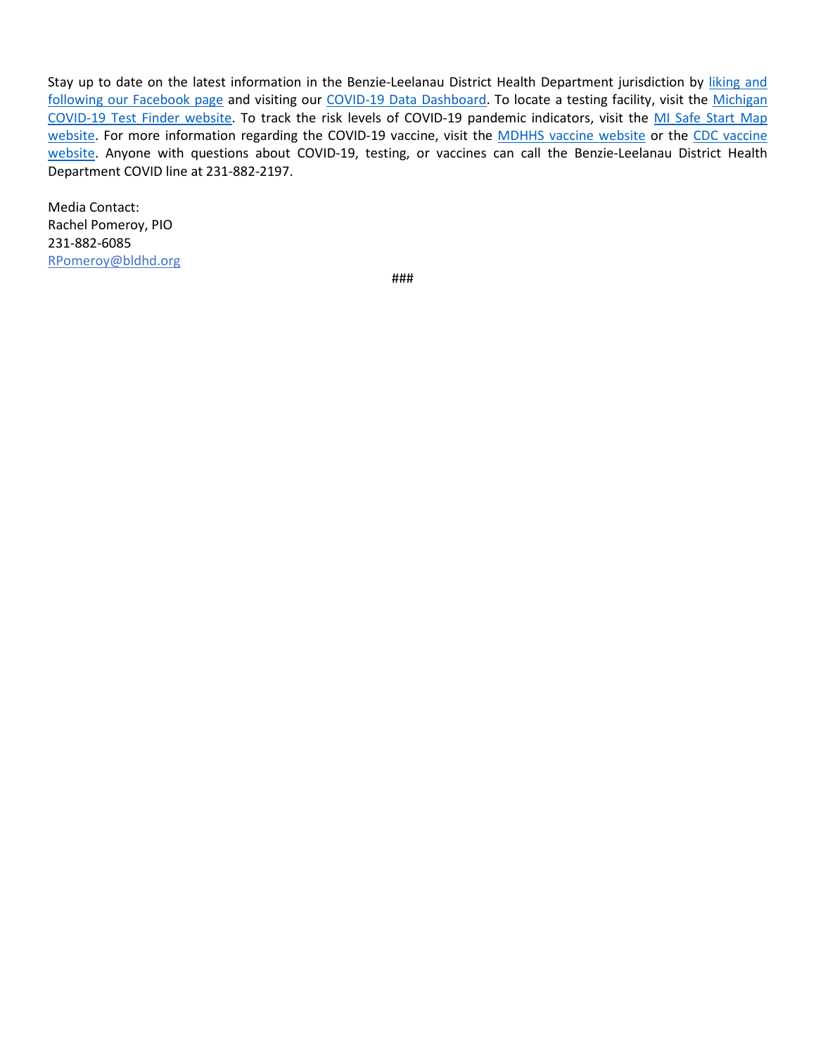Stay up to date on the latest information in the Benzie-Leelanau District Health Department jurisdiction by liking and following our Facebook page and visiting our COVID-19 Data Dashboard. To locate a testing facility, visit the Michigan COVID-19 Test Finder website. To track the risk levels of COVID-19 pandemic indicators, visit the MI Safe Start Map website. For more information regarding the COVID-19 vaccine, visit the MDHHS vaccine website or the CDC vaccine website. Anyone with questions about COVID-19, testing, or vaccines can call the Benzie-Leelanau District Health Department COVID line at 231-882-2197.

Media Contact:
Rachel Pomeroy, PIO
231-882-6085
RPomeroy@bldhd.org

###